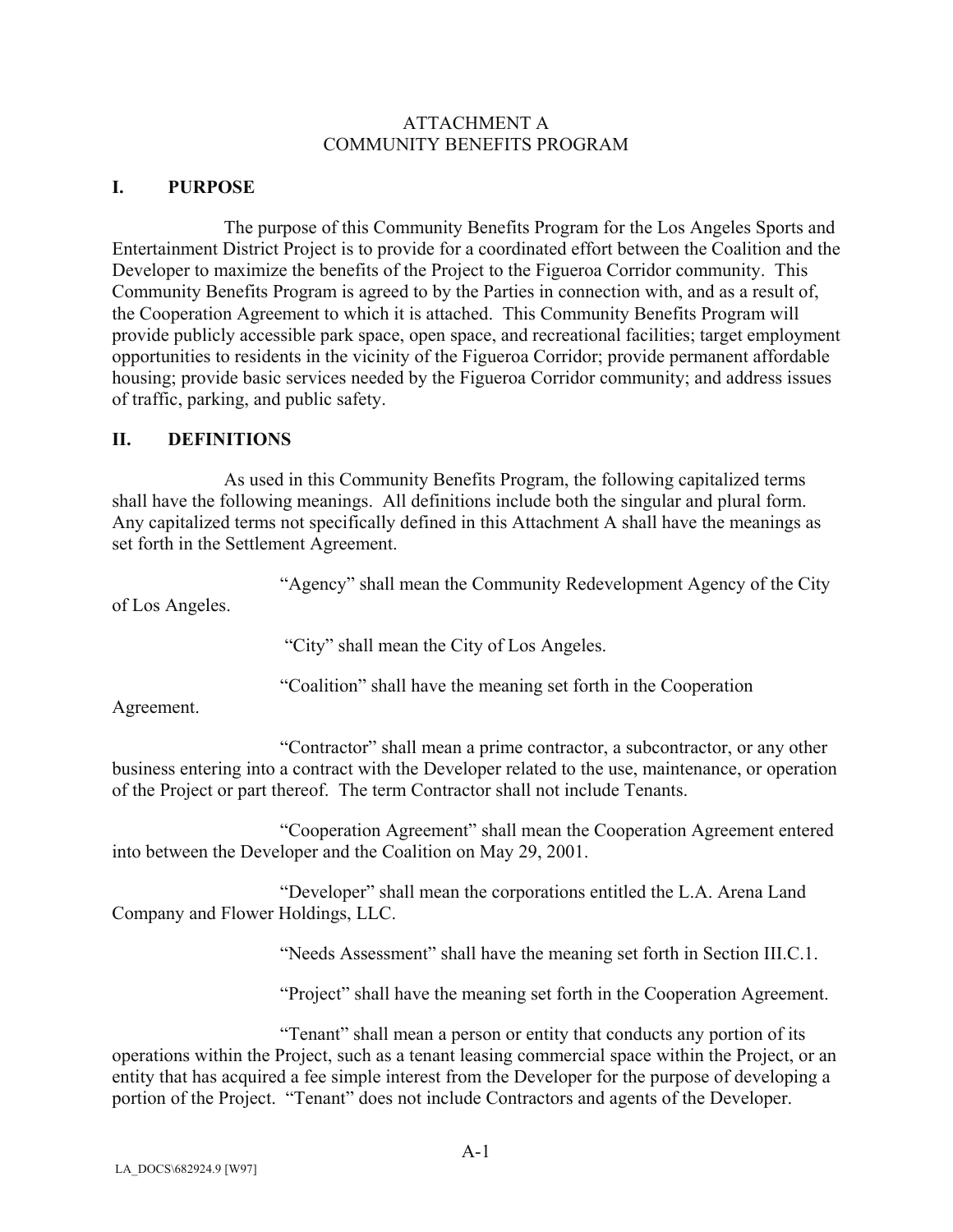ATTACHMENT A
COMMUNITY BENEFITS PROGRAM

## I. PURPOSE

The purpose of this Community Benefits Program for the Los Angeles Sports and Entertainment District Project is to provide for a coordinated effort between the Coalition and the Developer to maximize the benefits of the Project to the Figueroa Corridor community. This Community Benefits Program is agreed to by the Parties in connection with, and as a result of, the Cooperation Agreement to which it is attached. This Community Benefits Program will provide publicly accessible park space, open space, and recreational facilities; target employment opportunities to residents in the vicinity of the Figueroa Corridor; provide permanent affordable housing; provide basic services needed by the Figueroa Corridor community; and address issues of traffic, parking, and public safety.

## II. DEFINITIONS

As used in this Community Benefits Program, the following capitalized terms shall have the following meanings. All definitions include both the singular and plural form. Any capitalized terms not specifically defined in this Attachment A shall have the meanings as set forth in the Settlement Agreement.

"Agency" shall mean the Community Redevelopment Agency of the City of Los Angeles.

"City" shall mean the City of Los Angeles.

"Coalition" shall have the meaning set forth in the Cooperation Agreement.

"Contractor" shall mean a prime contractor, a subcontractor, or any other business entering into a contract with the Developer related to the use, maintenance, or operation of the Project or part thereof. The term Contractor shall not include Tenants.

"Cooperation Agreement" shall mean the Cooperation Agreement entered into between the Developer and the Coalition on May 29, 2001.

"Developer" shall mean the corporations entitled the L.A. Arena Land Company and Flower Holdings, LLC.

"Needs Assessment" shall have the meaning set forth in Section III.C.1.

"Project" shall have the meaning set forth in the Cooperation Agreement.

"Tenant" shall mean a person or entity that conducts any portion of its operations within the Project, such as a tenant leasing commercial space within the Project, or an entity that has acquired a fee simple interest from the Developer for the purpose of developing a portion of the Project. "Tenant" does not include Contractors and agents of the Developer.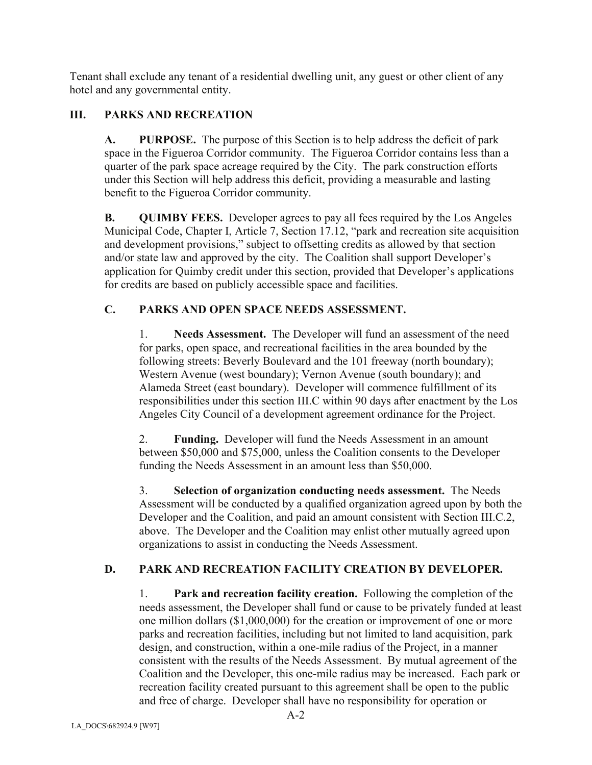Tenant shall exclude any tenant of a residential dwelling unit, any guest or other client of any hotel and any governmental entity.

## III. PARKS AND RECREATION

**A. PURPOSE.** The purpose of this Section is to help address the deficit of park space in the Figueroa Corridor community. The Figueroa Corridor contains less than a quarter of the park space acreage required by the City. The park construction efforts under this Section will help address this deficit, providing a measurable and lasting benefit to the Figueroa Corridor community.

**B. QUIMBY FEES.** Developer agrees to pay all fees required by the Los Angeles Municipal Code, Chapter I, Article 7, Section 17.12, "park and recreation site acquisition and development provisions," subject to offsetting credits as allowed by that section and/or state law and approved by the city. The Coalition shall support Developer's application for Quimby credit under this section, provided that Developer's applications for credits are based on publicly accessible space and facilities.

### C. PARKS AND OPEN SPACE NEEDS ASSESSMENT.

1. **Needs Assessment.** The Developer will fund an assessment of the need for parks, open space, and recreational facilities in the area bounded by the following streets: Beverly Boulevard and the 101 freeway (north boundary); Western Avenue (west boundary); Vernon Avenue (south boundary); and Alameda Street (east boundary). Developer will commence fulfillment of its responsibilities under this section III.C within 90 days after enactment by the Los Angeles City Council of a development agreement ordinance for the Project.

2. **Funding.** Developer will fund the Needs Assessment in an amount between $50,000 and $75,000, unless the Coalition consents to the Developer funding the Needs Assessment in an amount less than $50,000.

3. **Selection of organization conducting needs assessment.** The Needs Assessment will be conducted by a qualified organization agreed upon by both the Developer and the Coalition, and paid an amount consistent with Section III.C.2, above. The Developer and the Coalition may enlist other mutually agreed upon organizations to assist in conducting the Needs Assessment.

### D. PARK AND RECREATION FACILITY CREATION BY DEVELOPER.

1. **Park and recreation facility creation.** Following the completion of the needs assessment, the Developer shall fund or cause to be privately funded at least one million dollars ($1,000,000) for the creation or improvement of one or more parks and recreation facilities, including but not limited to land acquisition, park design, and construction, within a one-mile radius of the Project, in a manner consistent with the results of the Needs Assessment. By mutual agreement of the Coalition and the Developer, this one-mile radius may be increased. Each park or recreation facility created pursuant to this agreement shall be open to the public and free of charge. Developer shall have no responsibility for operation or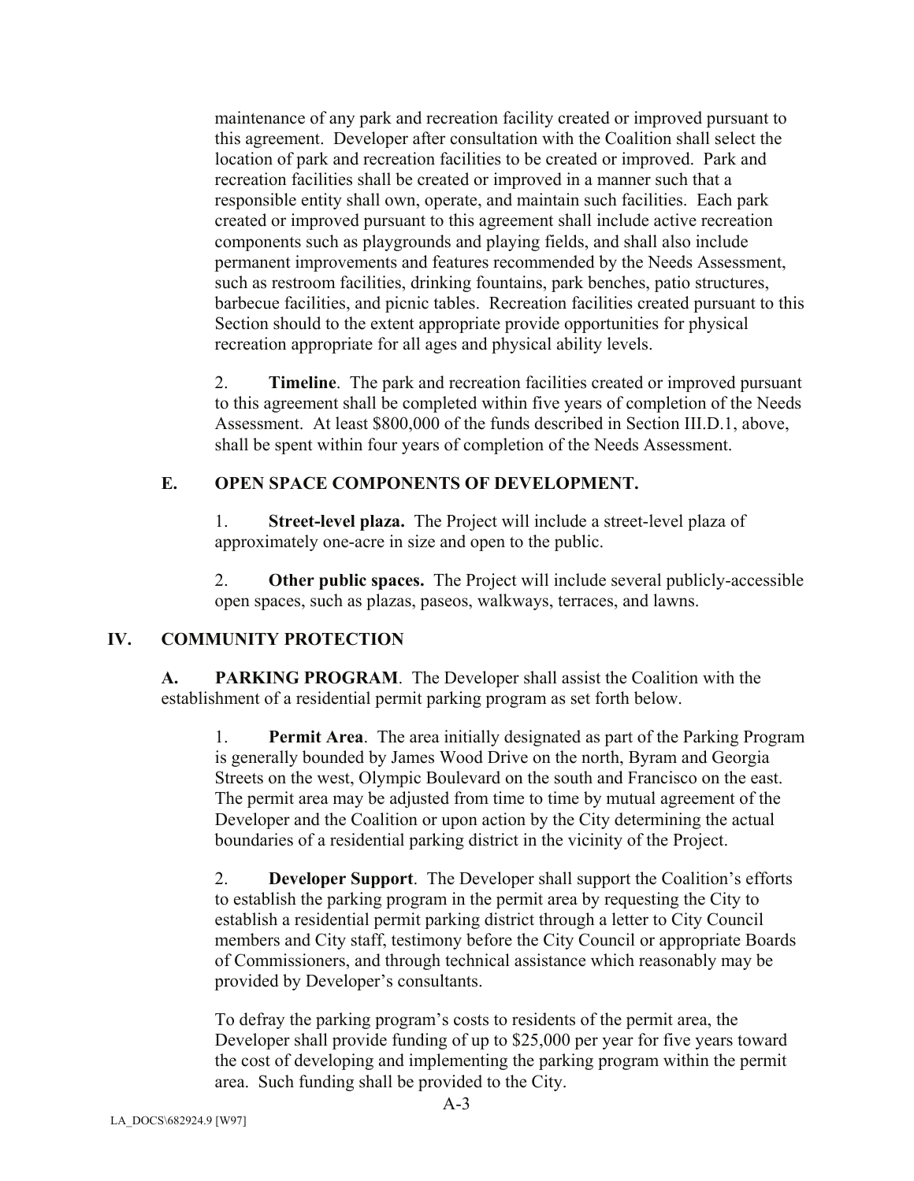maintenance of any park and recreation facility created or improved pursuant to this agreement. Developer after consultation with the Coalition shall select the location of park and recreation facilities to be created or improved. Park and recreation facilities shall be created or improved in a manner such that a responsible entity shall own, operate, and maintain such facilities. Each park created or improved pursuant to this agreement shall include active recreation components such as playgrounds and playing fields, and shall also include permanent improvements and features recommended by the Needs Assessment, such as restroom facilities, drinking fountains, park benches, patio structures, barbecue facilities, and picnic tables. Recreation facilities created pursuant to this Section should to the extent appropriate provide opportunities for physical recreation appropriate for all ages and physical ability levels.

2. **Timeline**. The park and recreation facilities created or improved pursuant to this agreement shall be completed within five years of completion of the Needs Assessment. At least $800,000 of the funds described in Section III.D.1, above, shall be spent within four years of completion of the Needs Assessment.

### E. OPEN SPACE COMPONENTS OF DEVELOPMENT.

1. **Street-level plaza.** The Project will include a street-level plaza of approximately one-acre in size and open to the public.

2. **Other public spaces.** The Project will include several publicly-accessible open spaces, such as plazas, paseos, walkways, terraces, and lawns.

## IV. COMMUNITY PROTECTION

**A. PARKING PROGRAM**. The Developer shall assist the Coalition with the establishment of a residential permit parking program as set forth below.

1. **Permit Area**. The area initially designated as part of the Parking Program is generally bounded by James Wood Drive on the north, Byram and Georgia Streets on the west, Olympic Boulevard on the south and Francisco on the east. The permit area may be adjusted from time to time by mutual agreement of the Developer and the Coalition or upon action by the City determining the actual boundaries of a residential parking district in the vicinity of the Project.

2. **Developer Support**. The Developer shall support the Coalition's efforts to establish the parking program in the permit area by requesting the City to establish a residential permit parking district through a letter to City Council members and City staff, testimony before the City Council or appropriate Boards of Commissioners, and through technical assistance which reasonably may be provided by Developer's consultants.

To defray the parking program's costs to residents of the permit area, the Developer shall provide funding of up to $25,000 per year for five years toward the cost of developing and implementing the parking program within the permit area. Such funding shall be provided to the City.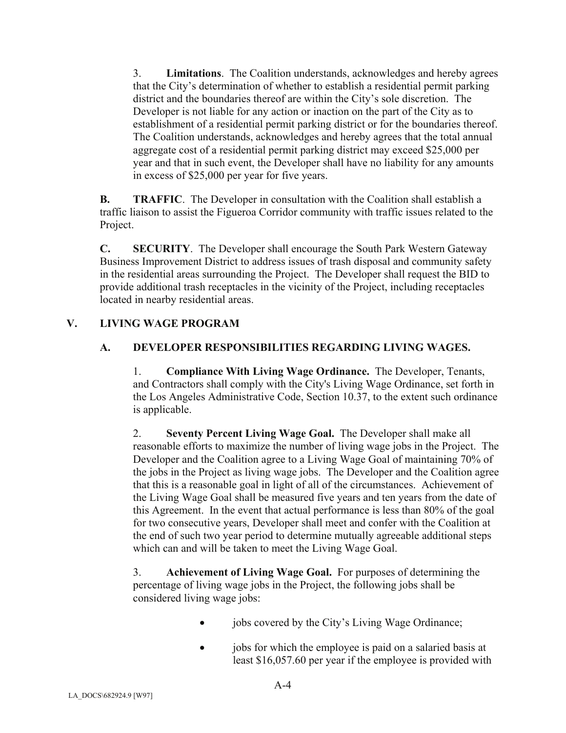3. **Limitations**. The Coalition understands, acknowledges and hereby agrees that the City's determination of whether to establish a residential permit parking district and the boundaries thereof are within the City's sole discretion. The Developer is not liable for any action or inaction on the part of the City as to establishment of a residential permit parking district or for the boundaries thereof. The Coalition understands, acknowledges and hereby agrees that the total annual aggregate cost of a residential permit parking district may exceed $25,000 per year and that in such event, the Developer shall have no liability for any amounts in excess of $25,000 per year for five years.

**B. TRAFFIC**. The Developer in consultation with the Coalition shall establish a traffic liaison to assist the Figueroa Corridor community with traffic issues related to the Project.

**C. SECURITY**. The Developer shall encourage the South Park Western Gateway Business Improvement District to address issues of trash disposal and community safety in the residential areas surrounding the Project. The Developer shall request the BID to provide additional trash receptacles in the vicinity of the Project, including receptacles located in nearby residential areas.

## V. LIVING WAGE PROGRAM

### A. DEVELOPER RESPONSIBILITIES REGARDING LIVING WAGES.

1. **Compliance With Living Wage Ordinance.** The Developer, Tenants, and Contractors shall comply with the City's Living Wage Ordinance, set forth in the Los Angeles Administrative Code, Section 10.37, to the extent such ordinance is applicable.

2. **Seventy Percent Living Wage Goal.** The Developer shall make all reasonable efforts to maximize the number of living wage jobs in the Project. The Developer and the Coalition agree to a Living Wage Goal of maintaining 70% of the jobs in the Project as living wage jobs. The Developer and the Coalition agree that this is a reasonable goal in light of all of the circumstances. Achievement of the Living Wage Goal shall be measured five years and ten years from the date of this Agreement. In the event that actual performance is less than 80% of the goal for two consecutive years, Developer shall meet and confer with the Coalition at the end of such two year period to determine mutually agreeable additional steps which can and will be taken to meet the Living Wage Goal.

3. **Achievement of Living Wage Goal.** For purposes of determining the percentage of living wage jobs in the Project, the following jobs shall be considered living wage jobs:

- jobs covered by the City's Living Wage Ordinance;
- jobs for which the employee is paid on a salaried basis at least $16,057.60 per year if the employee is provided with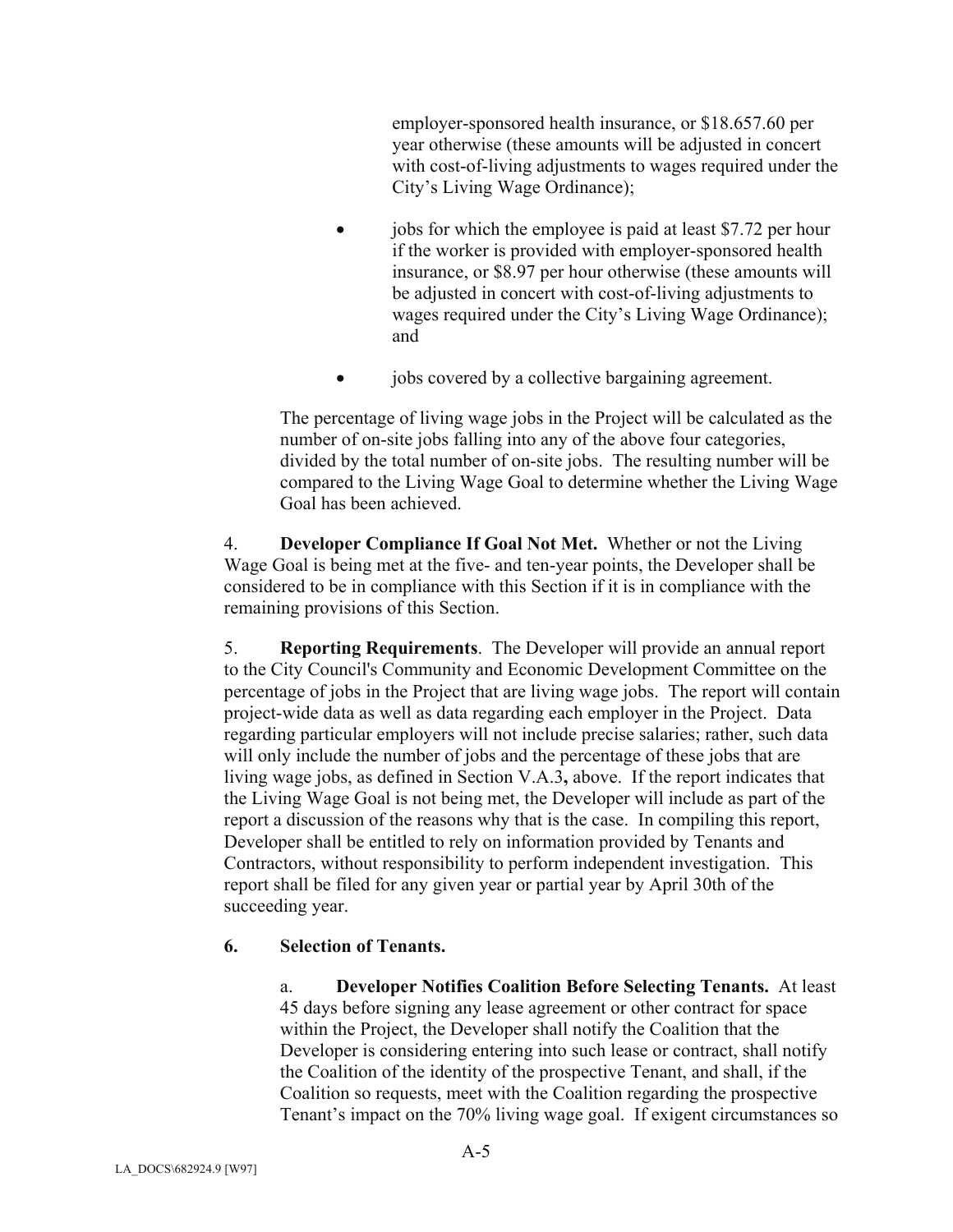employer-sponsored health insurance, or $18.657.60 per year otherwise (these amounts will be adjusted in concert with cost-of-living adjustments to wages required under the City's Living Wage Ordinance);

- jobs for which the employee is paid at least $7.72 per hour if the worker is provided with employer-sponsored health insurance, or $8.97 per hour otherwise (these amounts will be adjusted in concert with cost-of-living adjustments to wages required under the City's Living Wage Ordinance); and

- jobs covered by a collective bargaining agreement.

The percentage of living wage jobs in the Project will be calculated as the number of on-site jobs falling into any of the above four categories, divided by the total number of on-site jobs. The resulting number will be compared to the Living Wage Goal to determine whether the Living Wage Goal has been achieved.

4. **Developer Compliance If Goal Not Met.** Whether or not the Living Wage Goal is being met at the five- and ten-year points, the Developer shall be considered to be in compliance with this Section if it is in compliance with the remaining provisions of this Section.

5. **Reporting Requirements**. The Developer will provide an annual report to the City Council's Community and Economic Development Committee on the percentage of jobs in the Project that are living wage jobs. The report will contain project-wide data as well as data regarding each employer in the Project. Data regarding particular employers will not include precise salaries; rather, such data will only include the number of jobs and the percentage of these jobs that are living wage jobs, as defined in Section V.A.3**,** above. If the report indicates that the Living Wage Goal is not being met, the Developer will include as part of the report a discussion of the reasons why that is the case. In compiling this report, Developer shall be entitled to rely on information provided by Tenants and Contractors, without responsibility to perform independent investigation. This report shall be filed for any given year or partial year by April 30th of the succeeding year.

**6. Selection of Tenants.**

a. **Developer Notifies Coalition Before Selecting Tenants.** At least 45 days before signing any lease agreement or other contract for space within the Project, the Developer shall notify the Coalition that the Developer is considering entering into such lease or contract, shall notify the Coalition of the identity of the prospective Tenant, and shall, if the Coalition so requests, meet with the Coalition regarding the prospective Tenant's impact on the 70% living wage goal. If exigent circumstances so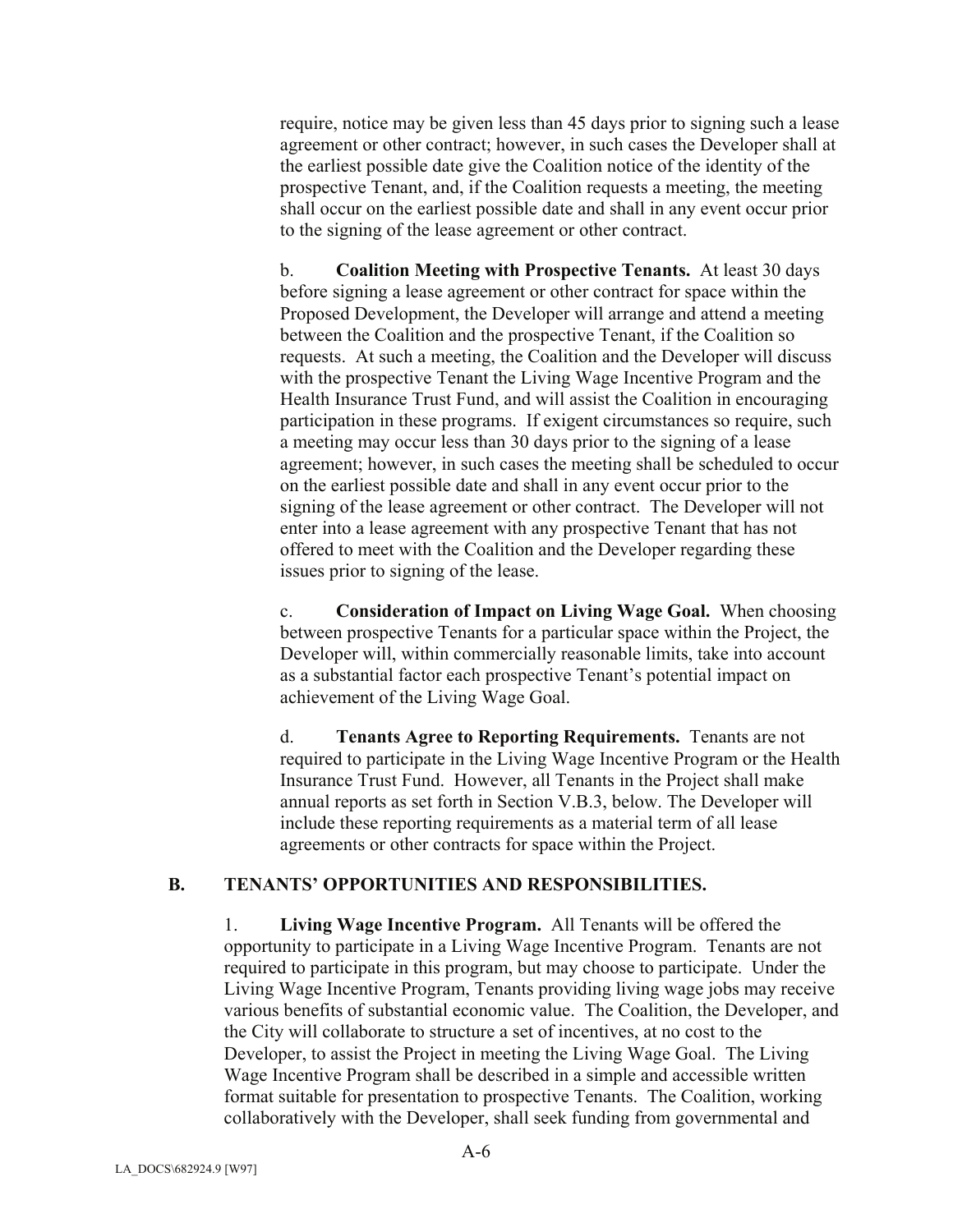require, notice may be given less than 45 days prior to signing such a lease agreement or other contract; however, in such cases the Developer shall at the earliest possible date give the Coalition notice of the identity of the prospective Tenant, and, if the Coalition requests a meeting, the meeting shall occur on the earliest possible date and shall in any event occur prior to the signing of the lease agreement or other contract.

b. **Coalition Meeting with Prospective Tenants.** At least 30 days before signing a lease agreement or other contract for space within the Proposed Development, the Developer will arrange and attend a meeting between the Coalition and the prospective Tenant, if the Coalition so requests. At such a meeting, the Coalition and the Developer will discuss with the prospective Tenant the Living Wage Incentive Program and the Health Insurance Trust Fund, and will assist the Coalition in encouraging participation in these programs. If exigent circumstances so require, such a meeting may occur less than 30 days prior to the signing of a lease agreement; however, in such cases the meeting shall be scheduled to occur on the earliest possible date and shall in any event occur prior to the signing of the lease agreement or other contract. The Developer will not enter into a lease agreement with any prospective Tenant that has not offered to meet with the Coalition and the Developer regarding these issues prior to signing of the lease.

c. **Consideration of Impact on Living Wage Goal.** When choosing between prospective Tenants for a particular space within the Project, the Developer will, within commercially reasonable limits, take into account as a substantial factor each prospective Tenant's potential impact on achievement of the Living Wage Goal.

d. **Tenants Agree to Reporting Requirements.** Tenants are not required to participate in the Living Wage Incentive Program or the Health Insurance Trust Fund. However, all Tenants in the Project shall make annual reports as set forth in Section V.B.3, below. The Developer will include these reporting requirements as a material term of all lease agreements or other contracts for space within the Project.

### B. TENANTS' OPPORTUNITIES AND RESPONSIBILITIES.

1. **Living Wage Incentive Program.** All Tenants will be offered the opportunity to participate in a Living Wage Incentive Program. Tenants are not required to participate in this program, but may choose to participate. Under the Living Wage Incentive Program, Tenants providing living wage jobs may receive various benefits of substantial economic value. The Coalition, the Developer, and the City will collaborate to structure a set of incentives, at no cost to the Developer, to assist the Project in meeting the Living Wage Goal. The Living Wage Incentive Program shall be described in a simple and accessible written format suitable for presentation to prospective Tenants. The Coalition, working collaboratively with the Developer, shall seek funding from governmental and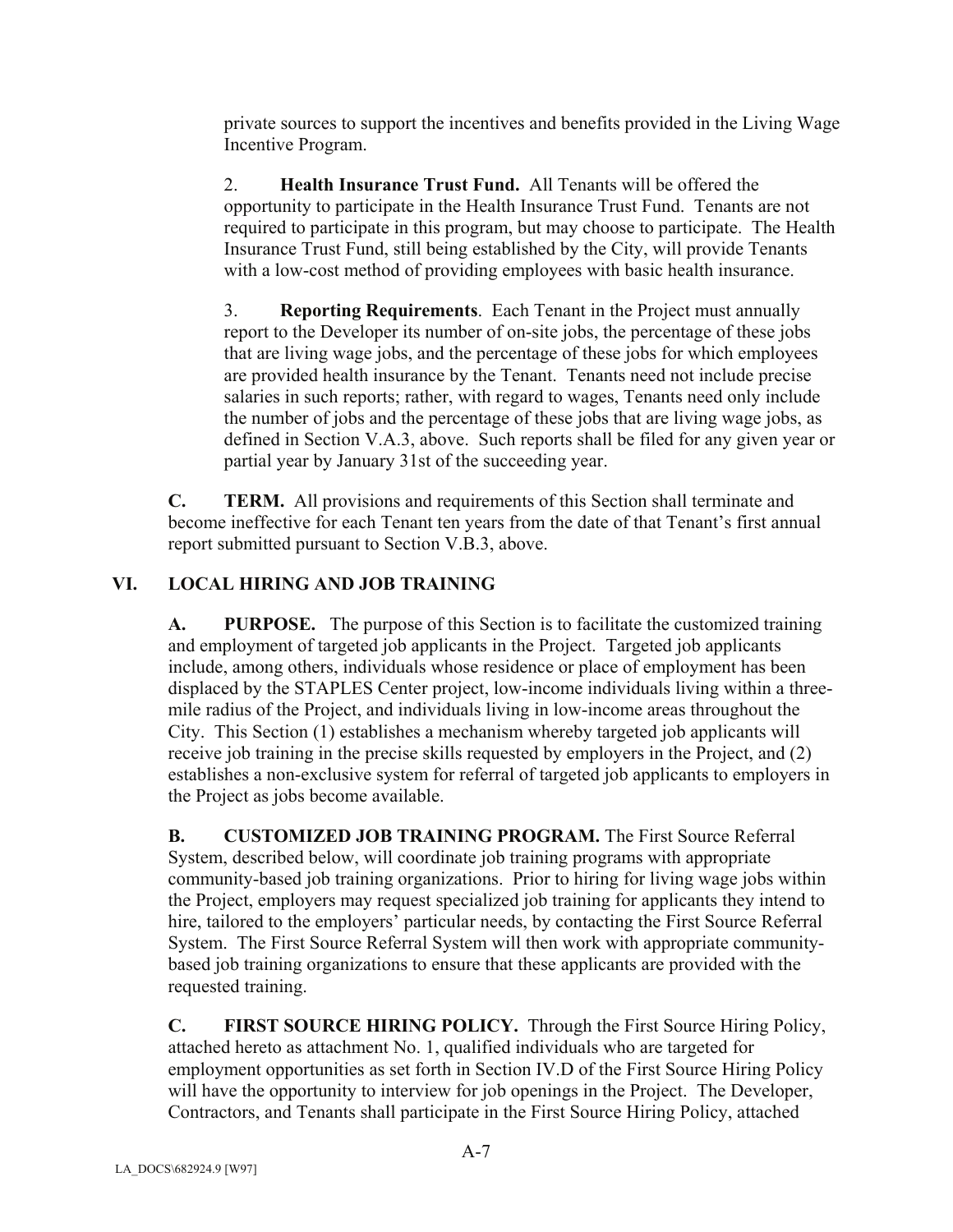private sources to support the incentives and benefits provided in the Living Wage Incentive Program.

2. **Health Insurance Trust Fund.** All Tenants will be offered the opportunity to participate in the Health Insurance Trust Fund. Tenants are not required to participate in this program, but may choose to participate. The Health Insurance Trust Fund, still being established by the City, will provide Tenants with a low-cost method of providing employees with basic health insurance.

3. **Reporting Requirements**. Each Tenant in the Project must annually report to the Developer its number of on-site jobs, the percentage of these jobs that are living wage jobs, and the percentage of these jobs for which employees are provided health insurance by the Tenant. Tenants need not include precise salaries in such reports; rather, with regard to wages, Tenants need only include the number of jobs and the percentage of these jobs that are living wage jobs, as defined in Section V.A.3, above. Such reports shall be filed for any given year or partial year by January 31st of the succeeding year.

**C. TERM.** All provisions and requirements of this Section shall terminate and become ineffective for each Tenant ten years from the date of that Tenant's first annual report submitted pursuant to Section V.B.3, above.

## VI. LOCAL HIRING AND JOB TRAINING

**A. PURPOSE.** The purpose of this Section is to facilitate the customized training and employment of targeted job applicants in the Project. Targeted job applicants include, among others, individuals whose residence or place of employment has been displaced by the STAPLES Center project, low-income individuals living within a three-mile radius of the Project, and individuals living in low-income areas throughout the City. This Section (1) establishes a mechanism whereby targeted job applicants will receive job training in the precise skills requested by employers in the Project, and (2) establishes a non-exclusive system for referral of targeted job applicants to employers in the Project as jobs become available.

**B. CUSTOMIZED JOB TRAINING PROGRAM.** The First Source Referral System, described below, will coordinate job training programs with appropriate community-based job training organizations. Prior to hiring for living wage jobs within the Project, employers may request specialized job training for applicants they intend to hire, tailored to the employers' particular needs, by contacting the First Source Referral System. The First Source Referral System will then work with appropriate community-based job training organizations to ensure that these applicants are provided with the requested training.

**C. FIRST SOURCE HIRING POLICY.** Through the First Source Hiring Policy, attached hereto as attachment No. 1, qualified individuals who are targeted for employment opportunities as set forth in Section IV.D of the First Source Hiring Policy will have the opportunity to interview for job openings in the Project. The Developer, Contractors, and Tenants shall participate in the First Source Hiring Policy, attached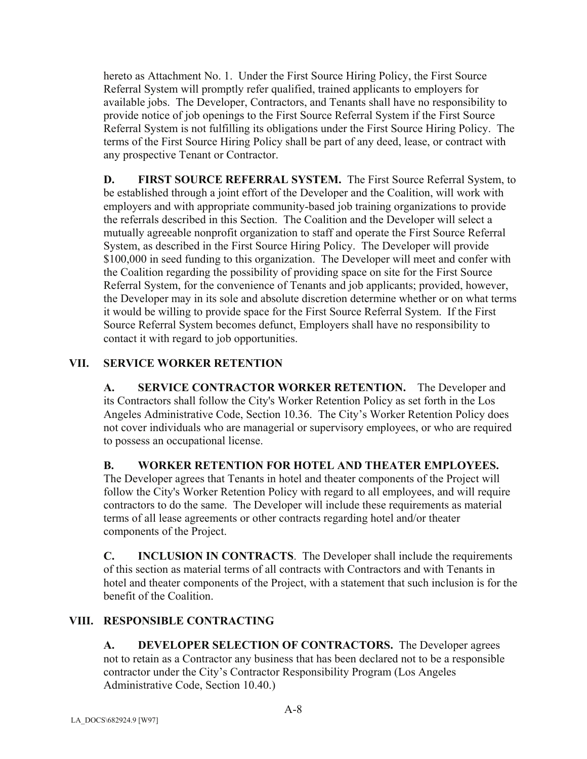hereto as Attachment No. 1. Under the First Source Hiring Policy, the First Source Referral System will promptly refer qualified, trained applicants to employers for available jobs. The Developer, Contractors, and Tenants shall have no responsibility to provide notice of job openings to the First Source Referral System if the First Source Referral System is not fulfilling its obligations under the First Source Hiring Policy. The terms of the First Source Hiring Policy shall be part of any deed, lease, or contract with any prospective Tenant or Contractor.

**D. FIRST SOURCE REFERRAL SYSTEM.** The First Source Referral System, to be established through a joint effort of the Developer and the Coalition, will work with employers and with appropriate community-based job training organizations to provide the referrals described in this Section. The Coalition and the Developer will select a mutually agreeable nonprofit organization to staff and operate the First Source Referral System, as described in the First Source Hiring Policy. The Developer will provide $100,000 in seed funding to this organization. The Developer will meet and confer with the Coalition regarding the possibility of providing space on site for the First Source Referral System, for the convenience of Tenants and job applicants; provided, however, the Developer may in its sole and absolute discretion determine whether or on what terms it would be willing to provide space for the First Source Referral System. If the First Source Referral System becomes defunct, Employers shall have no responsibility to contact it with regard to job opportunities.

## VII. SERVICE WORKER RETENTION

**A. SERVICE CONTRACTOR WORKER RETENTION.** The Developer and its Contractors shall follow the City's Worker Retention Policy as set forth in the Los Angeles Administrative Code, Section 10.36. The City's Worker Retention Policy does not cover individuals who are managerial or supervisory employees, or who are required to possess an occupational license.

**B. WORKER RETENTION FOR HOTEL AND THEATER EMPLOYEES.** The Developer agrees that Tenants in hotel and theater components of the Project will follow the City's Worker Retention Policy with regard to all employees, and will require contractors to do the same. The Developer will include these requirements as material terms of all lease agreements or other contracts regarding hotel and/or theater components of the Project.

**C. INCLUSION IN CONTRACTS**. The Developer shall include the requirements of this section as material terms of all contracts with Contractors and with Tenants in hotel and theater components of the Project, with a statement that such inclusion is for the benefit of the Coalition.

## VIII. RESPONSIBLE CONTRACTING

**A. DEVELOPER SELECTION OF CONTRACTORS.** The Developer agrees not to retain as a Contractor any business that has been declared not to be a responsible contractor under the City's Contractor Responsibility Program (Los Angeles Administrative Code, Section 10.40.)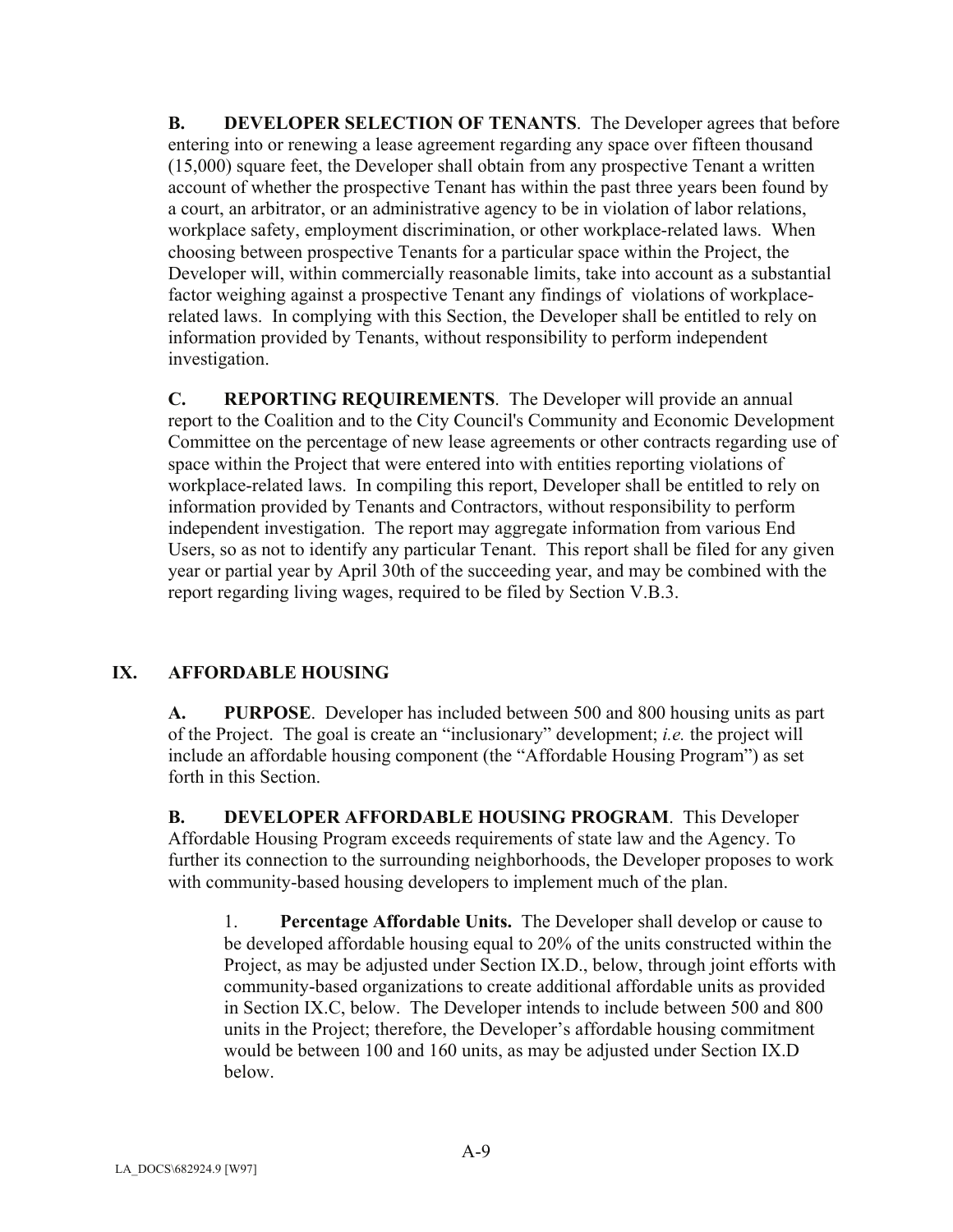**B. DEVELOPER SELECTION OF TENANTS**. The Developer agrees that before entering into or renewing a lease agreement regarding any space over fifteen thousand (15,000) square feet, the Developer shall obtain from any prospective Tenant a written account of whether the prospective Tenant has within the past three years been found by a court, an arbitrator, or an administrative agency to be in violation of labor relations, workplace safety, employment discrimination, or other workplace-related laws. When choosing between prospective Tenants for a particular space within the Project, the Developer will, within commercially reasonable limits, take into account as a substantial factor weighing against a prospective Tenant any findings of violations of workplace-related laws. In complying with this Section, the Developer shall be entitled to rely on information provided by Tenants, without responsibility to perform independent investigation.

**C. REPORTING REQUIREMENTS**. The Developer will provide an annual report to the Coalition and to the City Council's Community and Economic Development Committee on the percentage of new lease agreements or other contracts regarding use of space within the Project that were entered into with entities reporting violations of workplace-related laws. In compiling this report, Developer shall be entitled to rely on information provided by Tenants and Contractors, without responsibility to perform independent investigation. The report may aggregate information from various End Users, so as not to identify any particular Tenant. This report shall be filed for any given year or partial year by April 30th of the succeeding year, and may be combined with the report regarding living wages, required to be filed by Section V.B.3.

## IX. AFFORDABLE HOUSING

**A. PURPOSE**. Developer has included between 500 and 800 housing units as part of the Project. The goal is create an "inclusionary" development; *i.e.* the project will include an affordable housing component (the "Affordable Housing Program") as set forth in this Section.

**B. DEVELOPER AFFORDABLE HOUSING PROGRAM**. This Developer Affordable Housing Program exceeds requirements of state law and the Agency. To further its connection to the surrounding neighborhoods, the Developer proposes to work with community-based housing developers to implement much of the plan.

1. **Percentage Affordable Units.** The Developer shall develop or cause to be developed affordable housing equal to 20% of the units constructed within the Project, as may be adjusted under Section IX.D., below, through joint efforts with community-based organizations to create additional affordable units as provided in Section IX.C, below. The Developer intends to include between 500 and 800 units in the Project; therefore, the Developer's affordable housing commitment would be between 100 and 160 units, as may be adjusted under Section IX.D below.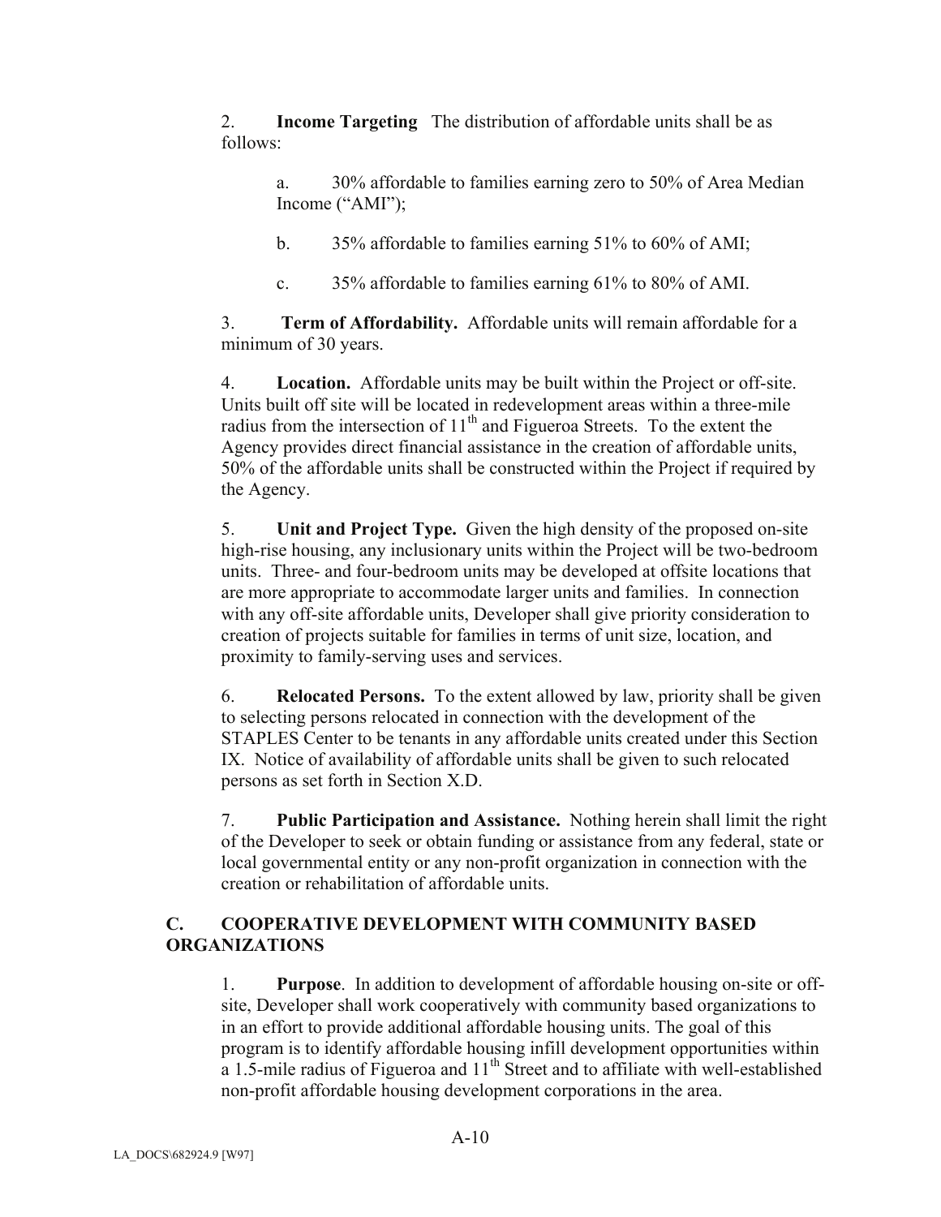2. **Income Targeting** The distribution of affordable units shall be as follows:

a. 30% affordable to families earning zero to 50% of Area Median Income ("AMI");

b. 35% affordable to families earning 51% to 60% of AMI;

c. 35% affordable to families earning 61% to 80% of AMI.

3. **Term of Affordability.** Affordable units will remain affordable for a minimum of 30 years.

4. **Location.** Affordable units may be built within the Project or off-site. Units built off site will be located in redevelopment areas within a three-mile radius from the intersection of 11th and Figueroa Streets. To the extent the Agency provides direct financial assistance in the creation of affordable units, 50% of the affordable units shall be constructed within the Project if required by the Agency.

5. **Unit and Project Type.** Given the high density of the proposed on-site high-rise housing, any inclusionary units within the Project will be two-bedroom units. Three- and four-bedroom units may be developed at offsite locations that are more appropriate to accommodate larger units and families. In connection with any off-site affordable units, Developer shall give priority consideration to creation of projects suitable for families in terms of unit size, location, and proximity to family-serving uses and services.

6. **Relocated Persons.** To the extent allowed by law, priority shall be given to selecting persons relocated in connection with the development of the STAPLES Center to be tenants in any affordable units created under this Section IX. Notice of availability of affordable units shall be given to such relocated persons as set forth in Section X.D.

7. **Public Participation and Assistance.** Nothing herein shall limit the right of the Developer to seek or obtain funding or assistance from any federal, state or local governmental entity or any non-profit organization in connection with the creation or rehabilitation of affordable units.

## C. COOPERATIVE DEVELOPMENT WITH COMMUNITY BASED ORGANIZATIONS

1. **Purpose**. In addition to development of affordable housing on-site or off-site, Developer shall work cooperatively with community based organizations to in an effort to provide additional affordable housing units. The goal of this program is to identify affordable housing infill development opportunities within a 1.5-mile radius of Figueroa and 11th Street and to affiliate with well-established non-profit affordable housing development corporations in the area.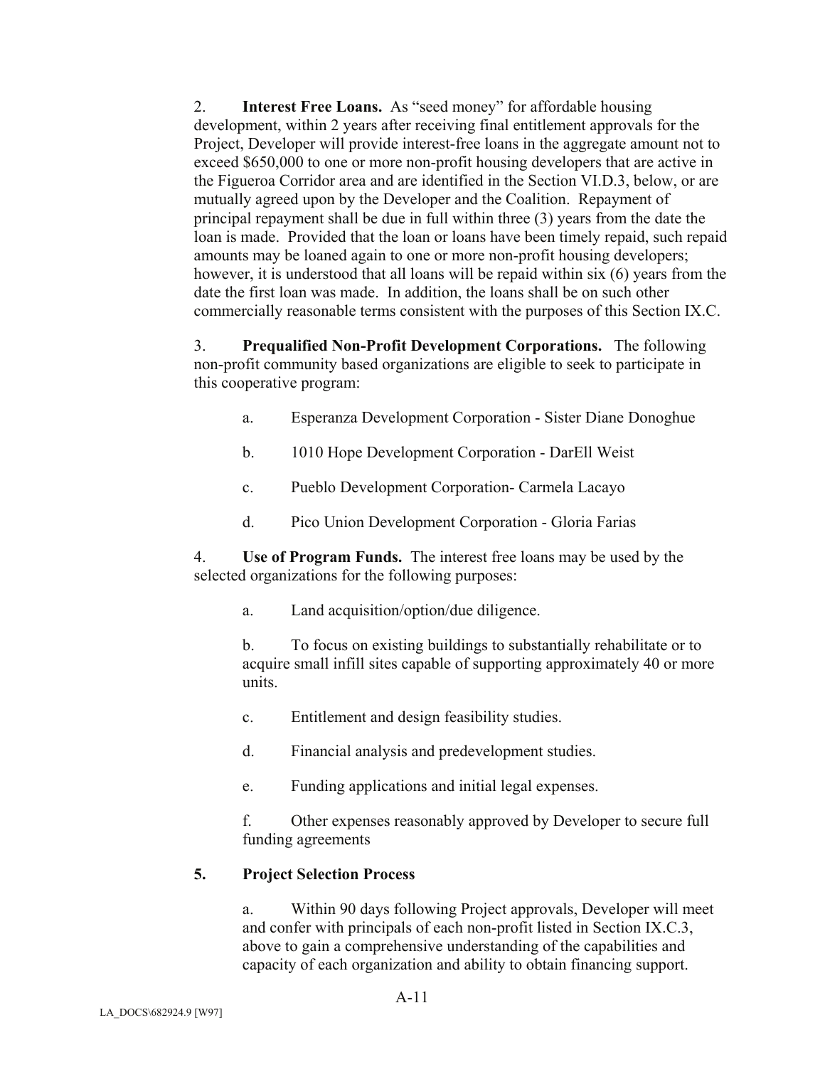2. **Interest Free Loans.** As "seed money" for affordable housing development, within 2 years after receiving final entitlement approvals for the Project, Developer will provide interest-free loans in the aggregate amount not to exceed $650,000 to one or more non-profit housing developers that are active in the Figueroa Corridor area and are identified in the Section VI.D.3, below, or are mutually agreed upon by the Developer and the Coalition. Repayment of principal repayment shall be due in full within three (3) years from the date the loan is made. Provided that the loan or loans have been timely repaid, such repaid amounts may be loaned again to one or more non-profit housing developers; however, it is understood that all loans will be repaid within six (6) years from the date the first loan was made. In addition, the loans shall be on such other commercially reasonable terms consistent with the purposes of this Section IX.C.

3. **Prequalified Non-Profit Development Corporations.** The following non-profit community based organizations are eligible to seek to participate in this cooperative program:

   a. Esperanza Development Corporation - Sister Diane Donoghue

   b. 1010 Hope Development Corporation - DarEll Weist

   c. Pueblo Development Corporation- Carmela Lacayo

   d. Pico Union Development Corporation - Gloria Farias

4. **Use of Program Funds.** The interest free loans may be used by the selected organizations for the following purposes:

   a. Land acquisition/option/due diligence.

   b. To focus on existing buildings to substantially rehabilitate or to acquire small infill sites capable of supporting approximately 40 or more units.

   c. Entitlement and design feasibility studies.

   d. Financial analysis and predevelopment studies.

   e. Funding applications and initial legal expenses.

   f. Other expenses reasonably approved by Developer to secure full funding agreements

**5. Project Selection Process**

   a. Within 90 days following Project approvals, Developer will meet and confer with principals of each non-profit listed in Section IX.C.3, above to gain a comprehensive understanding of the capabilities and capacity of each organization and ability to obtain financing support.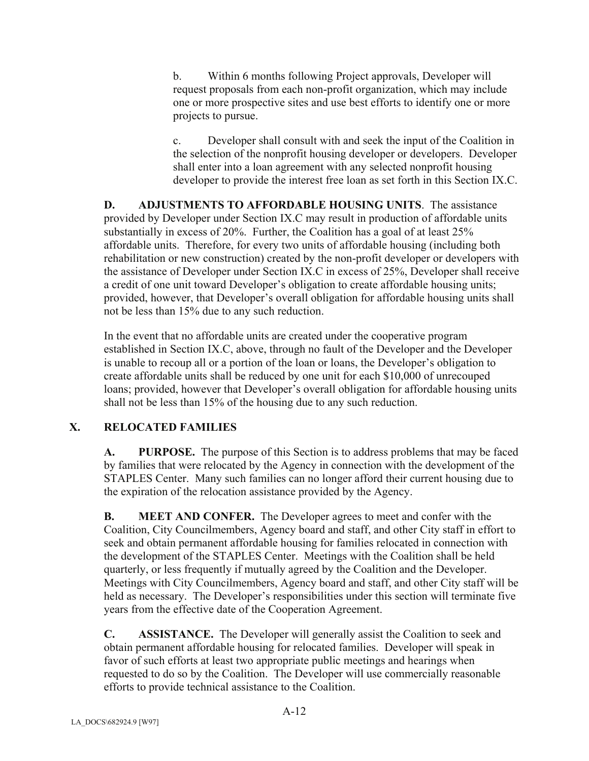b. Within 6 months following Project approvals, Developer will request proposals from each non-profit organization, which may include one or more prospective sites and use best efforts to identify one or more projects to pursue.

c. Developer shall consult with and seek the input of the Coalition in the selection of the nonprofit housing developer or developers. Developer shall enter into a loan agreement with any selected nonprofit housing developer to provide the interest free loan as set forth in this Section IX.C.

**D. ADJUSTMENTS TO AFFORDABLE HOUSING UNITS**. The assistance provided by Developer under Section IX.C may result in production of affordable units substantially in excess of 20%. Further, the Coalition has a goal of at least 25% affordable units. Therefore, for every two units of affordable housing (including both rehabilitation or new construction) created by the non-profit developer or developers with the assistance of Developer under Section IX.C in excess of 25%, Developer shall receive a credit of one unit toward Developer's obligation to create affordable housing units; provided, however, that Developer's overall obligation for affordable housing units shall not be less than 15% due to any such reduction.

In the event that no affordable units are created under the cooperative program established in Section IX.C, above, through no fault of the Developer and the Developer is unable to recoup all or a portion of the loan or loans, the Developer's obligation to create affordable units shall be reduced by one unit for each $10,000 of unrecouped loans; provided, however that Developer's overall obligation for affordable housing units shall not be less than 15% of the housing due to any such reduction.

## X. RELOCATED FAMILIES

**A. PURPOSE.** The purpose of this Section is to address problems that may be faced by families that were relocated by the Agency in connection with the development of the STAPLES Center. Many such families can no longer afford their current housing due to the expiration of the relocation assistance provided by the Agency.

**B. MEET AND CONFER.** The Developer agrees to meet and confer with the Coalition, City Councilmembers, Agency board and staff, and other City staff in effort to seek and obtain permanent affordable housing for families relocated in connection with the development of the STAPLES Center. Meetings with the Coalition shall be held quarterly, or less frequently if mutually agreed by the Coalition and the Developer. Meetings with City Councilmembers, Agency board and staff, and other City staff will be held as necessary. The Developer's responsibilities under this section will terminate five years from the effective date of the Cooperation Agreement.

**C. ASSISTANCE.** The Developer will generally assist the Coalition to seek and obtain permanent affordable housing for relocated families. Developer will speak in favor of such efforts at least two appropriate public meetings and hearings when requested to do so by the Coalition. The Developer will use commercially reasonable efforts to provide technical assistance to the Coalition.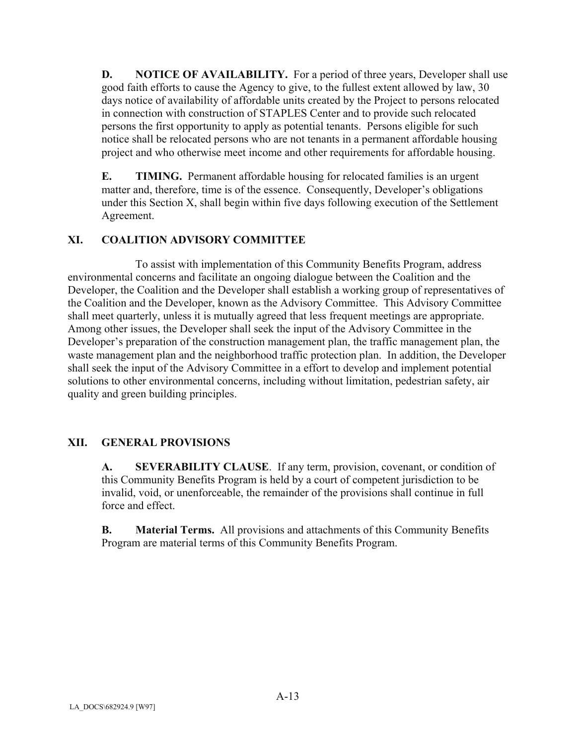**D. NOTICE OF AVAILABILITY.** For a period of three years, Developer shall use good faith efforts to cause the Agency to give, to the fullest extent allowed by law, 30 days notice of availability of affordable units created by the Project to persons relocated in connection with construction of STAPLES Center and to provide such relocated persons the first opportunity to apply as potential tenants. Persons eligible for such notice shall be relocated persons who are not tenants in a permanent affordable housing project and who otherwise meet income and other requirements for affordable housing.

**E. TIMING.** Permanent affordable housing for relocated families is an urgent matter and, therefore, time is of the essence. Consequently, Developer's obligations under this Section X, shall begin within five days following execution of the Settlement Agreement.

## XI. COALITION ADVISORY COMMITTEE

To assist with implementation of this Community Benefits Program, address environmental concerns and facilitate an ongoing dialogue between the Coalition and the Developer, the Coalition and the Developer shall establish a working group of representatives of the Coalition and the Developer, known as the Advisory Committee. This Advisory Committee shall meet quarterly, unless it is mutually agreed that less frequent meetings are appropriate. Among other issues, the Developer shall seek the input of the Advisory Committee in the Developer's preparation of the construction management plan, the traffic management plan, the waste management plan and the neighborhood traffic protection plan. In addition, the Developer shall seek the input of the Advisory Committee in a effort to develop and implement potential solutions to other environmental concerns, including without limitation, pedestrian safety, air quality and green building principles.

## XII. GENERAL PROVISIONS

**A. SEVERABILITY CLAUSE**. If any term, provision, covenant, or condition of this Community Benefits Program is held by a court of competent jurisdiction to be invalid, void, or unenforceable, the remainder of the provisions shall continue in full force and effect.

**B. Material Terms.** All provisions and attachments of this Community Benefits Program are material terms of this Community Benefits Program.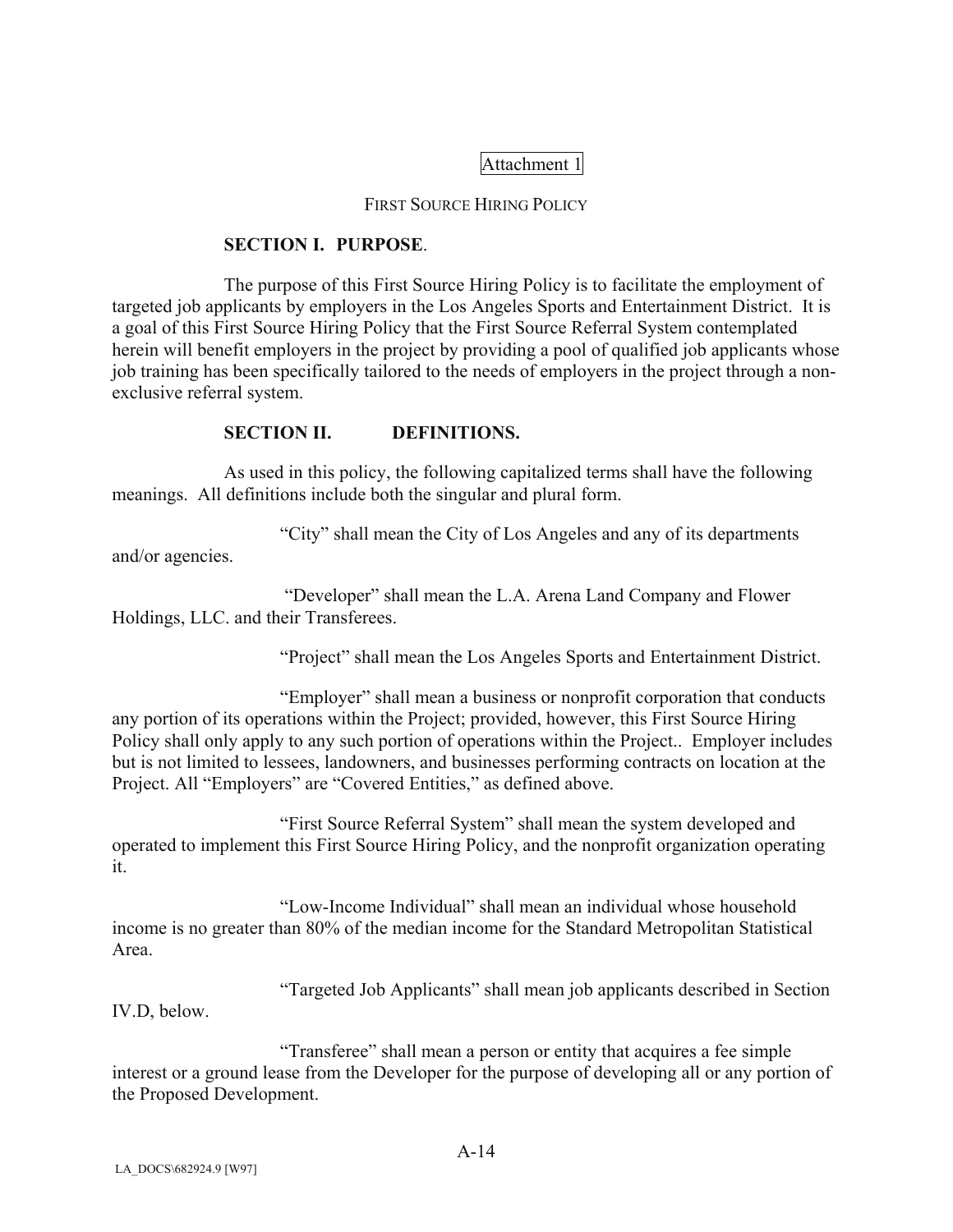Attachment 1

FIRST SOURCE HIRING POLICY

**SECTION I. PURPOSE**.

The purpose of this First Source Hiring Policy is to facilitate the employment of targeted job applicants by employers in the Los Angeles Sports and Entertainment District. It is a goal of this First Source Hiring Policy that the First Source Referral System contemplated herein will benefit employers in the project by providing a pool of qualified job applicants whose job training has been specifically tailored to the needs of employers in the project through a non-exclusive referral system.

**SECTION II. DEFINITIONS.**

As used in this policy, the following capitalized terms shall have the following meanings. All definitions include both the singular and plural form.

"City" shall mean the City of Los Angeles and any of its departments and/or agencies.

"Developer" shall mean the L.A. Arena Land Company and Flower Holdings, LLC. and their Transferees.

"Project" shall mean the Los Angeles Sports and Entertainment District.

"Employer" shall mean a business or nonprofit corporation that conducts any portion of its operations within the Project; provided, however, this First Source Hiring Policy shall only apply to any such portion of operations within the Project.. Employer includes but is not limited to lessees, landowners, and businesses performing contracts on location at the Project. All "Employers" are "Covered Entities," as defined above.

"First Source Referral System" shall mean the system developed and operated to implement this First Source Hiring Policy, and the nonprofit organization operating it.

"Low-Income Individual" shall mean an individual whose household income is no greater than 80% of the median income for the Standard Metropolitan Statistical Area.

"Targeted Job Applicants" shall mean job applicants described in Section IV.D, below.

"Transferee" shall mean a person or entity that acquires a fee simple interest or a ground lease from the Developer for the purpose of developing all or any portion of the Proposed Development.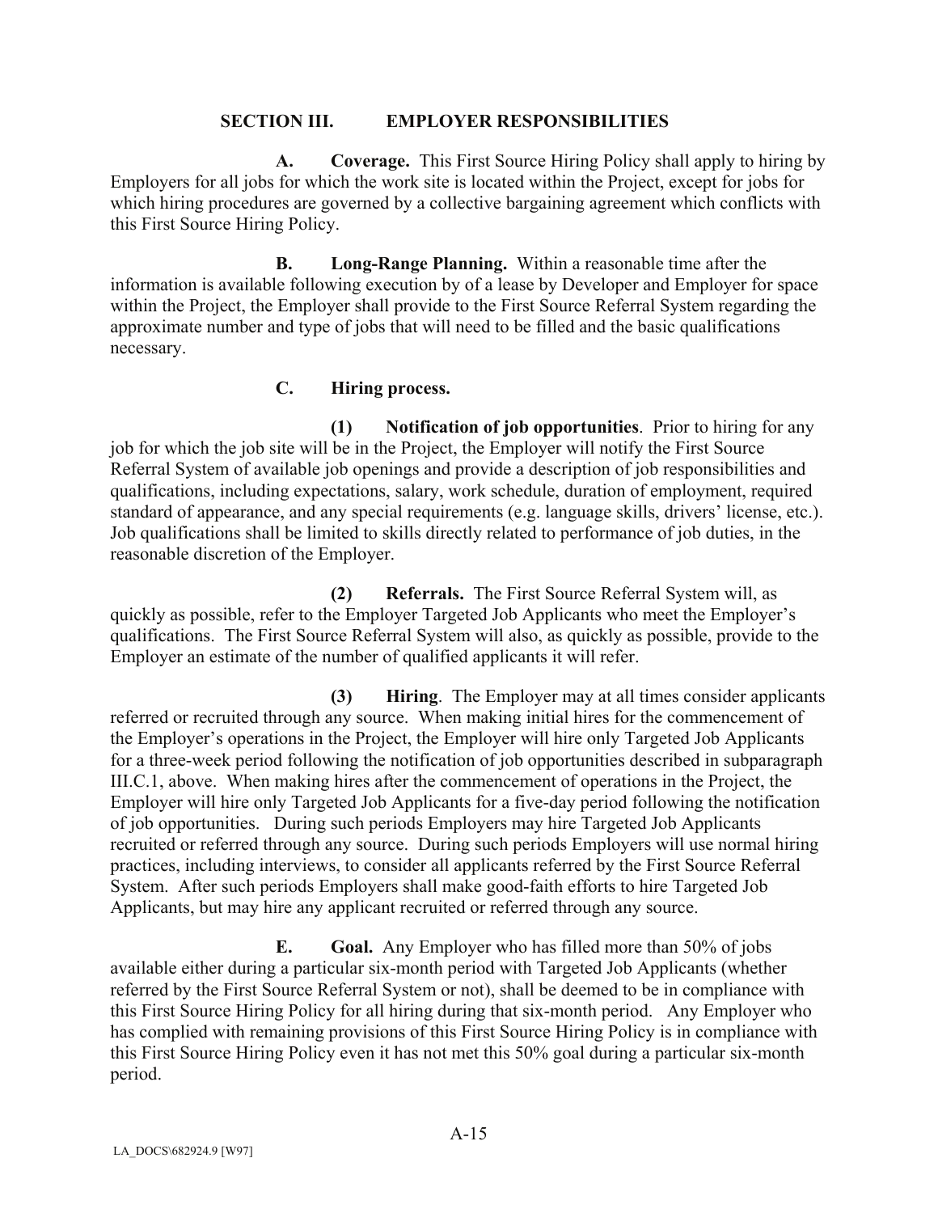## SECTION III. EMPLOYER RESPONSIBILITIES

**A. Coverage.** This First Source Hiring Policy shall apply to hiring by Employers for all jobs for which the work site is located within the Project, except for jobs for which hiring procedures are governed by a collective bargaining agreement which conflicts with this First Source Hiring Policy.

**B. Long-Range Planning.** Within a reasonable time after the information is available following execution by of a lease by Developer and Employer for space within the Project, the Employer shall provide to the First Source Referral System regarding the approximate number and type of jobs that will need to be filled and the basic qualifications necessary.

**C. Hiring process.**

**(1) Notification of job opportunities**. Prior to hiring for any job for which the job site will be in the Project, the Employer will notify the First Source Referral System of available job openings and provide a description of job responsibilities and qualifications, including expectations, salary, work schedule, duration of employment, required standard of appearance, and any special requirements (e.g. language skills, drivers' license, etc.). Job qualifications shall be limited to skills directly related to performance of job duties, in the reasonable discretion of the Employer.

**(2) Referrals.** The First Source Referral System will, as quickly as possible, refer to the Employer Targeted Job Applicants who meet the Employer's qualifications. The First Source Referral System will also, as quickly as possible, provide to the Employer an estimate of the number of qualified applicants it will refer.

**(3) Hiring**. The Employer may at all times consider applicants referred or recruited through any source. When making initial hires for the commencement of the Employer's operations in the Project, the Employer will hire only Targeted Job Applicants for a three-week period following the notification of job opportunities described in subparagraph III.C.1, above. When making hires after the commencement of operations in the Project, the Employer will hire only Targeted Job Applicants for a five-day period following the notification of job opportunities. During such periods Employers may hire Targeted Job Applicants recruited or referred through any source. During such periods Employers will use normal hiring practices, including interviews, to consider all applicants referred by the First Source Referral System. After such periods Employers shall make good-faith efforts to hire Targeted Job Applicants, but may hire any applicant recruited or referred through any source.

**E. Goal.** Any Employer who has filled more than 50% of jobs available either during a particular six-month period with Targeted Job Applicants (whether referred by the First Source Referral System or not), shall be deemed to be in compliance with this First Source Hiring Policy for all hiring during that six-month period. Any Employer who has complied with remaining provisions of this First Source Hiring Policy is in compliance with this First Source Hiring Policy even it has not met this 50% goal during a particular six-month period.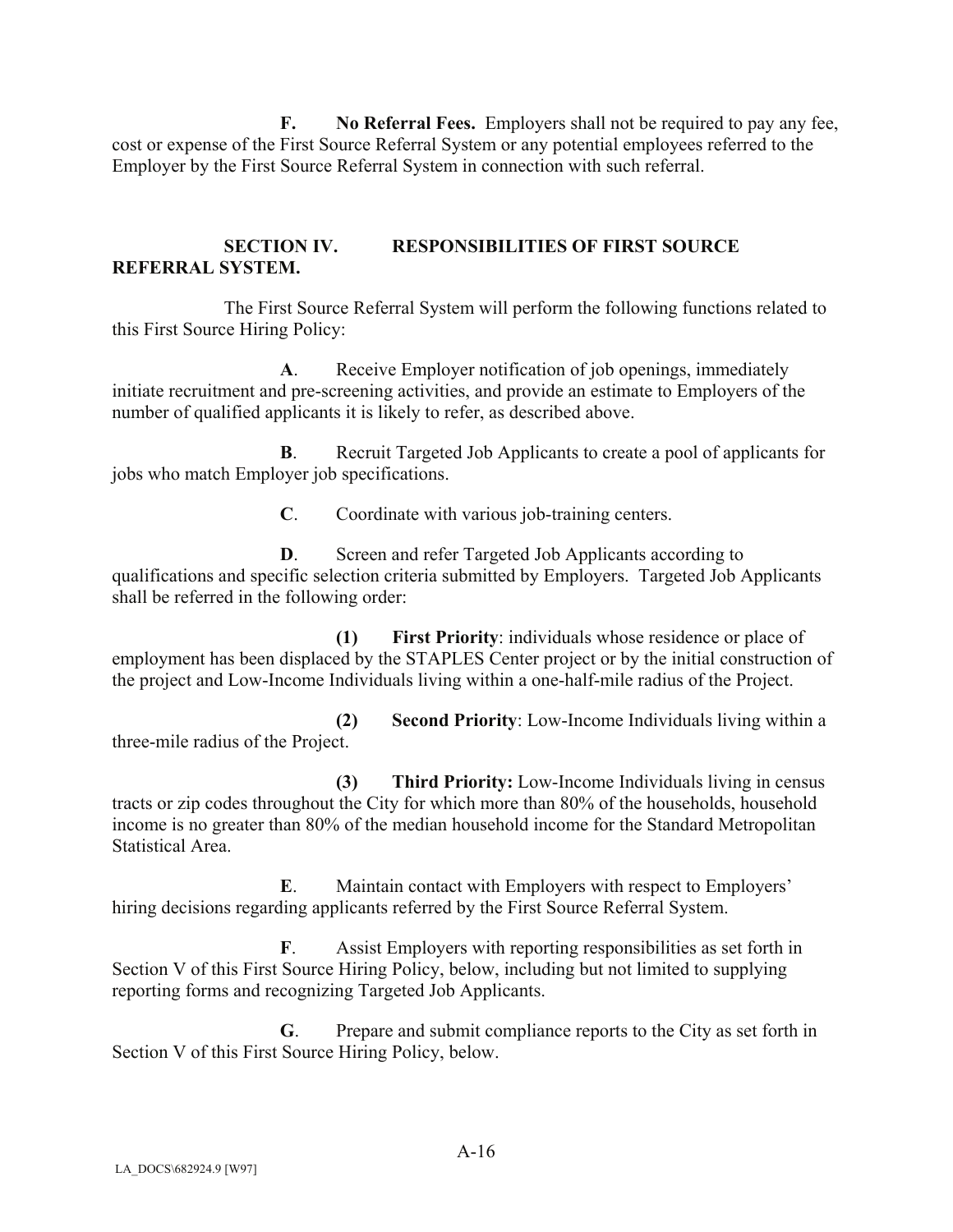**F. No Referral Fees.** Employers shall not be required to pay any fee, cost or expense of the First Source Referral System or any potential employees referred to the Employer by the First Source Referral System in connection with such referral.

## SECTION IV. RESPONSIBILITIES OF FIRST SOURCE REFERRAL SYSTEM.

The First Source Referral System will perform the following functions related to this First Source Hiring Policy:

**A**. Receive Employer notification of job openings, immediately initiate recruitment and pre-screening activities, and provide an estimate to Employers of the number of qualified applicants it is likely to refer, as described above.

**B**. Recruit Targeted Job Applicants to create a pool of applicants for jobs who match Employer job specifications.

**C**. Coordinate with various job-training centers.

**D**. Screen and refer Targeted Job Applicants according to qualifications and specific selection criteria submitted by Employers. Targeted Job Applicants shall be referred in the following order:

**(1) First Priority**: individuals whose residence or place of employment has been displaced by the STAPLES Center project or by the initial construction of the project and Low-Income Individuals living within a one-half-mile radius of the Project.

**(2) Second Priority**: Low-Income Individuals living within a three-mile radius of the Project.

**(3) Third Priority:** Low-Income Individuals living in census tracts or zip codes throughout the City for which more than 80% of the households, household income is no greater than 80% of the median household income for the Standard Metropolitan Statistical Area.

**E**. Maintain contact with Employers with respect to Employers' hiring decisions regarding applicants referred by the First Source Referral System.

**F**. Assist Employers with reporting responsibilities as set forth in Section V of this First Source Hiring Policy, below, including but not limited to supplying reporting forms and recognizing Targeted Job Applicants.

**G**. Prepare and submit compliance reports to the City as set forth in Section V of this First Source Hiring Policy, below.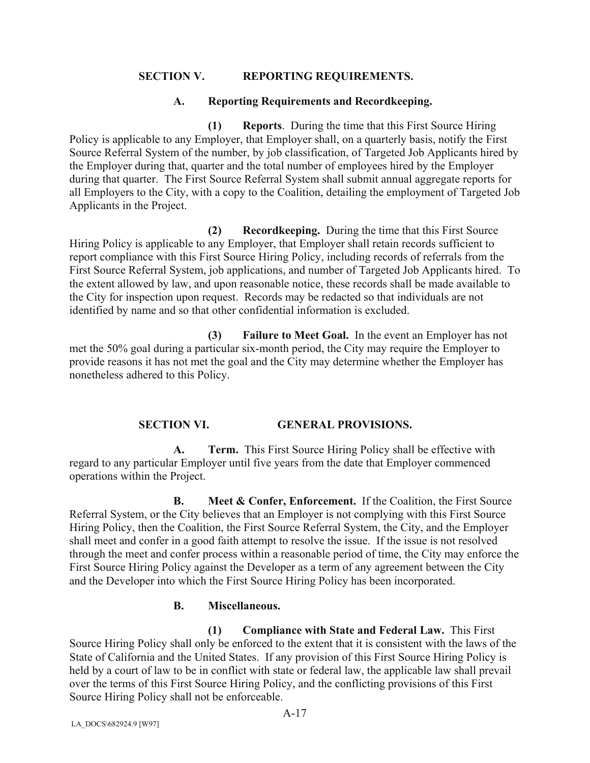## SECTION V. REPORTING REQUIREMENTS.

### A. Reporting Requirements and Recordkeeping.

**(1) Reports**. During the time that this First Source Hiring Policy is applicable to any Employer, that Employer shall, on a quarterly basis, notify the First Source Referral System of the number, by job classification, of Targeted Job Applicants hired by the Employer during that, quarter and the total number of employees hired by the Employer during that quarter. The First Source Referral System shall submit annual aggregate reports for all Employers to the City, with a copy to the Coalition, detailing the employment of Targeted Job Applicants in the Project.

**(2) Recordkeeping.** During the time that this First Source Hiring Policy is applicable to any Employer, that Employer shall retain records sufficient to report compliance with this First Source Hiring Policy, including records of referrals from the First Source Referral System, job applications, and number of Targeted Job Applicants hired. To the extent allowed by law, and upon reasonable notice, these records shall be made available to the City for inspection upon request. Records may be redacted so that individuals are not identified by name and so that other confidential information is excluded.

**(3) Failure to Meet Goal.** In the event an Employer has not met the 50% goal during a particular six-month period, the City may require the Employer to provide reasons it has not met the goal and the City may determine whether the Employer has nonetheless adhered to this Policy.

## SECTION VI. GENERAL PROVISIONS.

**A. Term.** This First Source Hiring Policy shall be effective with regard to any particular Employer until five years from the date that Employer commenced operations within the Project.

**B. Meet & Confer, Enforcement.** If the Coalition, the First Source Referral System, or the City believes that an Employer is not complying with this First Source Hiring Policy, then the Coalition, the First Source Referral System, the City, and the Employer shall meet and confer in a good faith attempt to resolve the issue. If the issue is not resolved through the meet and confer process within a reasonable period of time, the City may enforce the First Source Hiring Policy against the Developer as a term of any agreement between the City and the Developer into which the First Source Hiring Policy has been incorporated.

### B. Miscellaneous.

**(1) Compliance with State and Federal Law.** This First Source Hiring Policy shall only be enforced to the extent that it is consistent with the laws of the State of California and the United States. If any provision of this First Source Hiring Policy is held by a court of law to be in conflict with state or federal law, the applicable law shall prevail over the terms of this First Source Hiring Policy, and the conflicting provisions of this First Source Hiring Policy shall not be enforceable.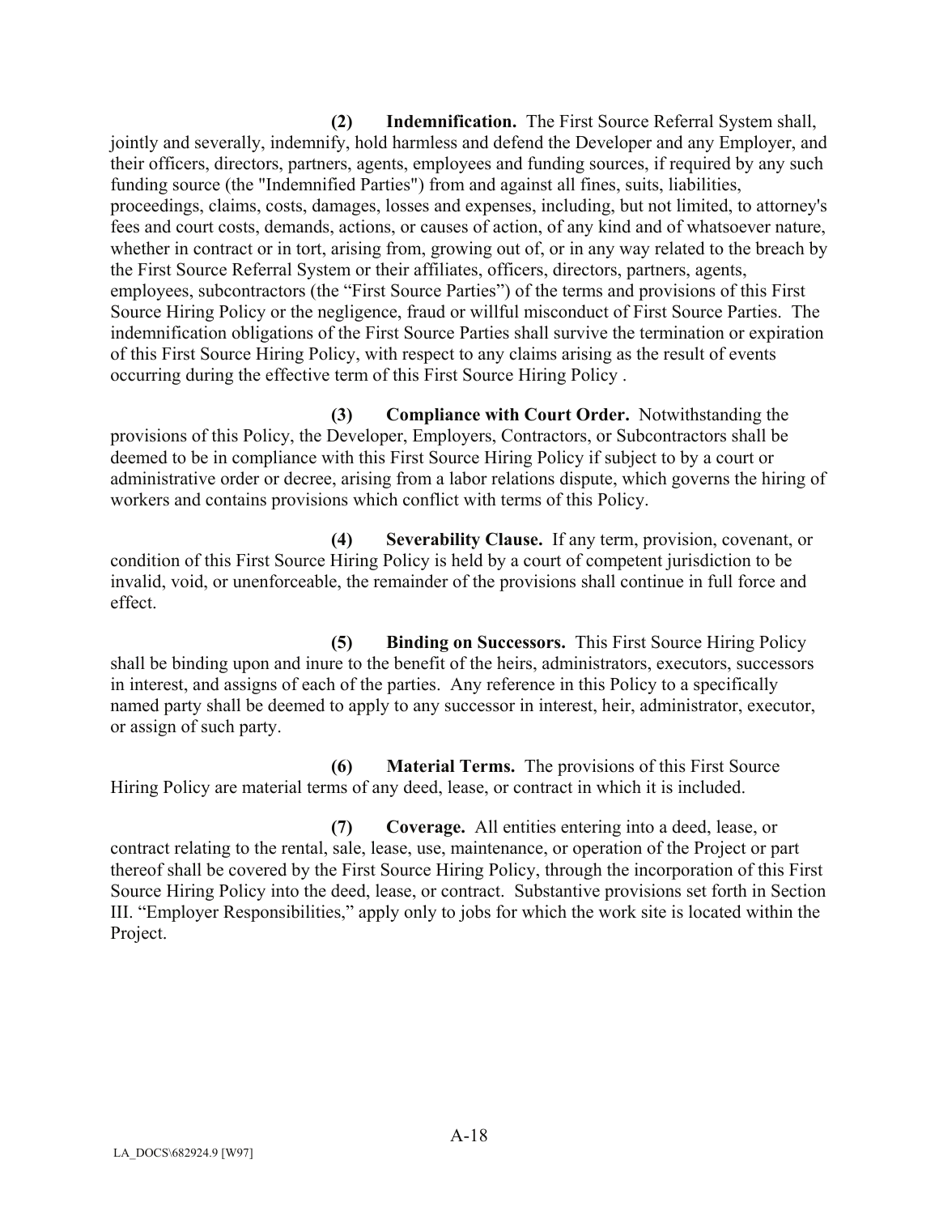**(2) Indemnification.** The First Source Referral System shall, jointly and severally, indemnify, hold harmless and defend the Developer and any Employer, and their officers, directors, partners, agents, employees and funding sources, if required by any such funding source (the "Indemnified Parties") from and against all fines, suits, liabilities, proceedings, claims, costs, damages, losses and expenses, including, but not limited, to attorney's fees and court costs, demands, actions, or causes of action, of any kind and of whatsoever nature, whether in contract or in tort, arising from, growing out of, or in any way related to the breach by the First Source Referral System or their affiliates, officers, directors, partners, agents, employees, subcontractors (the "First Source Parties") of the terms and provisions of this First Source Hiring Policy or the negligence, fraud or willful misconduct of First Source Parties. The indemnification obligations of the First Source Parties shall survive the termination or expiration of this First Source Hiring Policy, with respect to any claims arising as the result of events occurring during the effective term of this First Source Hiring Policy .

**(3) Compliance with Court Order.** Notwithstanding the provisions of this Policy, the Developer, Employers, Contractors, or Subcontractors shall be deemed to be in compliance with this First Source Hiring Policy if subject to by a court or administrative order or decree, arising from a labor relations dispute, which governs the hiring of workers and contains provisions which conflict with terms of this Policy.

**(4) Severability Clause.** If any term, provision, covenant, or condition of this First Source Hiring Policy is held by a court of competent jurisdiction to be invalid, void, or unenforceable, the remainder of the provisions shall continue in full force and effect.

**(5) Binding on Successors.** This First Source Hiring Policy shall be binding upon and inure to the benefit of the heirs, administrators, executors, successors in interest, and assigns of each of the parties. Any reference in this Policy to a specifically named party shall be deemed to apply to any successor in interest, heir, administrator, executor, or assign of such party.

**(6) Material Terms.** The provisions of this First Source Hiring Policy are material terms of any deed, lease, or contract in which it is included.

**(7) Coverage.** All entities entering into a deed, lease, or contract relating to the rental, sale, lease, use, maintenance, or operation of the Project or part thereof shall be covered by the First Source Hiring Policy, through the incorporation of this First Source Hiring Policy into the deed, lease, or contract. Substantive provisions set forth in Section III. "Employer Responsibilities," apply only to jobs for which the work site is located within the Project.